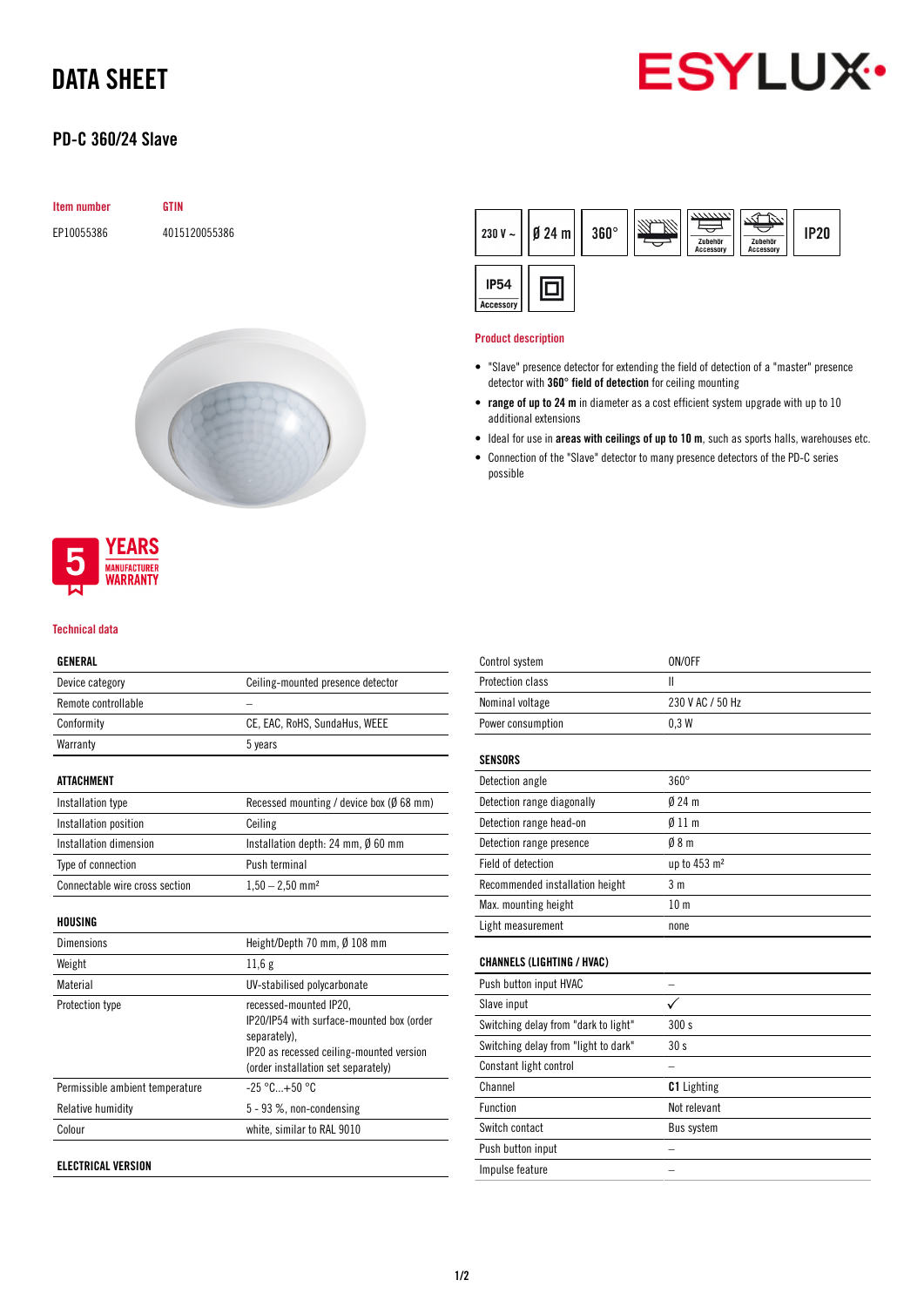# DATA SHEET

## PD-C 360/24 Slave

| Item number | GTIN |
|---|---|
| EP10055386 | 4015120055386 |

230 V ~ | Ø 24 m | 360° | Zubehör Accessory | Zubehör Accessory | IP20 | IP54 Accessory

### Product description

- "Slave" presence detector for extending the field of detection of a "master" presence detector with **360° field of detection** for ceiling mounting
- **range of up to 24 m** in diameter as a cost efficient system upgrade with up to 10 additional extensions
- Ideal for use in **areas with ceilings of up to 10 m**, such as sports halls, warehouses etc.
- Connection of the "Slave" detector to many presence detectors of the PD-C series possible

5 YEARS MANUFACTURER WARRANTY

### Technical data

| GENERAL | |
|---|---|
| Device category | Ceiling-mounted presence detector |
| Remote controllable | – |
| Conformity | CE, EAC, RoHS, SundaHus, WEEE |
| Warranty | 5 years |

| ATTACHMENT | |
|---|---|
| Installation type | Recessed mounting / device box (Ø 68 mm) |
| Installation position | Ceiling |
| Installation dimension | Installation depth: 24 mm, Ø 60 mm |
| Type of connection | Push terminal |
| Connectable wire cross section | 1,50 – 2,50 mm² |

| HOUSING | |
|---|---|
| Dimensions | Height/Depth 70 mm, Ø 108 mm |
| Weight | 11,6 g |
| Material | UV-stabilised polycarbonate |
| Protection type | recessed-mounted IP20, IP20/IP54 with surface-mounted box (order separately), IP20 as recessed ceiling-mounted version (order installation set separately) |
| Permissible ambient temperature | -25 °C...+50 °C |
| Relative humidity | 5 - 93 %, non-condensing |
| Colour | white, similar to RAL 9010 |

| ELECTRICAL VERSION | |
|---|---|
| Control system | ON/OFF |
| Protection class | II |
| Nominal voltage | 230 V AC / 50 Hz |
| Power consumption | 0,3 W |

| SENSORS | |
|---|---|
| Detection angle | 360° |
| Detection range diagonally | Ø 24 m |
| Detection range head-on | Ø 11 m |
| Detection range presence | Ø 8 m |
| Field of detection | up to 453 m² |
| Recommended installation height | 3 m |
| Max. mounting height | 10 m |
| Light measurement | none |

| CHANNELS (LIGHTING / HVAC) | |
|---|---|
| Push button input HVAC | – |
| Slave input | ✓ |
| Switching delay from "dark to light" | 300 s |
| Switching delay from "light to dark" | 30 s |
| Constant light control | – |
| Channel | **C1** Lighting |
| Function | Not relevant |
| Switch contact | Bus system |
| Push button input | – |
| Impulse feature | – |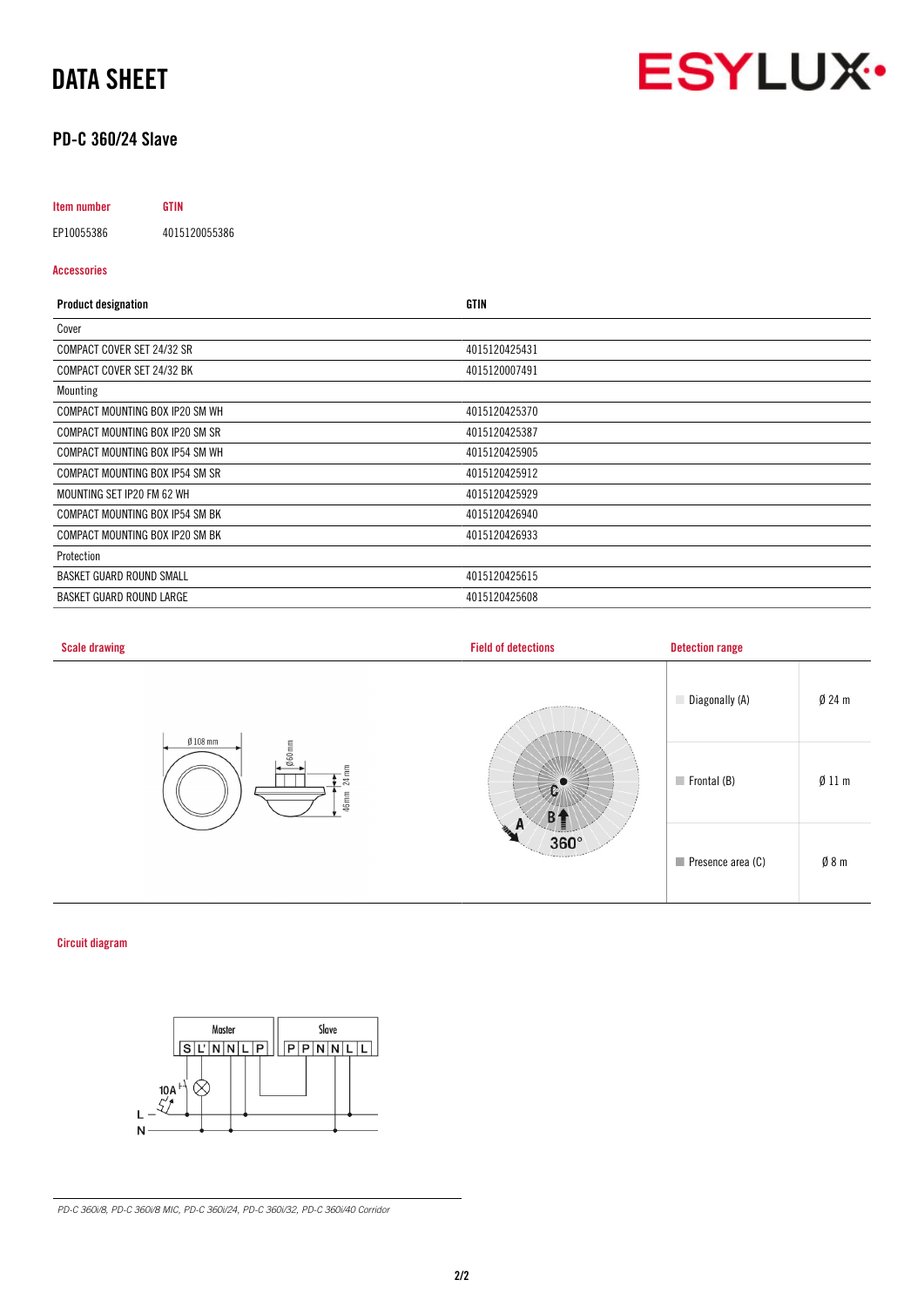# DATA SHEET

## PD-C 360/24 Slave

| Item number | GTIN |
|---|---|
| EP10055386 | 4015120055386 |

### Accessories

| Product designation | GTIN |
|---|---|
| Cover | |
| COMPACT COVER SET 24/32 SR | 4015120425431 |
| COMPACT COVER SET 24/32 BK | 4015120007491 |
| Mounting | |
| COMPACT MOUNTING BOX IP20 SM WH | 4015120425370 |
| COMPACT MOUNTING BOX IP20 SM SR | 4015120425387 |
| COMPACT MOUNTING BOX IP54 SM WH | 4015120425905 |
| COMPACT MOUNTING BOX IP54 SM SR | 4015120425912 |
| MOUNTING SET IP20 FM 62 WH | 4015120425929 |
| COMPACT MOUNTING BOX IP54 SM BK | 4015120426940 |
| COMPACT MOUNTING BOX IP20 SM BK | 4015120426933 |
| Protection | |
| BASKET GUARD ROUND SMALL | 4015120425615 |
| BASKET GUARD ROUND LARGE | 4015120425608 |

### Scale drawing

Ø 108 mm
Ø 60 mm
24 mm
46 mm

### Field of detections

A
B
C
360°

### Detection range

| | |
|---|---|
| Diagonally (A) | Ø 24 m |
| Frontal (B) | Ø 11 m |
| Presence area (C) | Ø 8 m |

### Circuit diagram

Master
S L' N N L P
Slave
P P N N L L
10A
L
N

*PD-C 360i/8, PD-C 360i/8 MIC, PD-C 360i/24, PD-C 360i/32, PD-C 360i/40 Corridor*